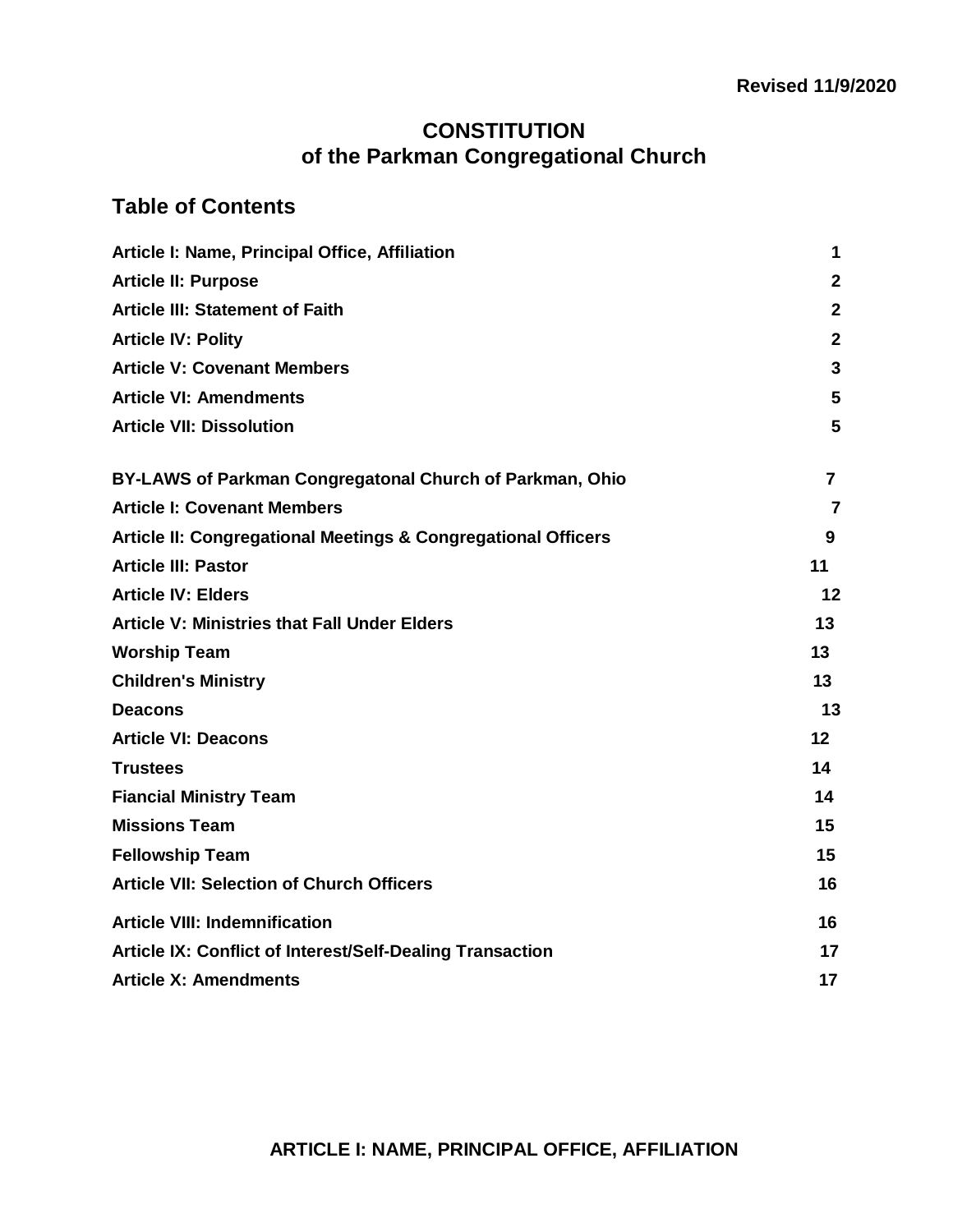**Revised 11/9/2020**

# CONSTITUTION
# of the Parkman Congregational Church

## Table of Contents

| | |
|---|---|
| **Article I: Name, Principal Office, Affiliation** | **1** |
| **Article II: Purpose** | **2** |
| **Article III: Statement of Faith** | **2** |
| **Article IV: Polity** | **2** |
| **Article V: Covenant Members** | **3** |
| **Article VI: Amendments** | **5** |
| **Article VII: Dissolution** | **5** |
| | |
| **BY-LAWS of Parkman Congregatonal Church of Parkman, Ohio** | **7** |
| **Article I: Covenant Members** | **7** |
| **Article II: Congregational Meetings & Congregational Officers** | **9** |
| **Article III: Pastor** | **11** |
| **Article IV: Elders** | **12** |
| **Article V: Ministries that Fall Under Elders** | **13** |
| **Worship Team** | **13** |
| **Children's Ministry** | **13** |
| **Deacons** | **13** |
| **Article VI: Deacons** | **12** |
| **Trustees** | **14** |
| **Fiancial Ministry Team** | **14** |
| **Missions Team** | **15** |
| **Fellowship Team** | **15** |
| **Article VII: Selection of Church Officers** | **16** |
| **Article VIII: Indemnification** | **16** |
| **Article IX: Conflict of Interest/Self-Dealing Transaction** | **17** |
| **Article X: Amendments** | **17** |

## ARTICLE I: NAME, PRINCIPAL OFFICE, AFFILIATION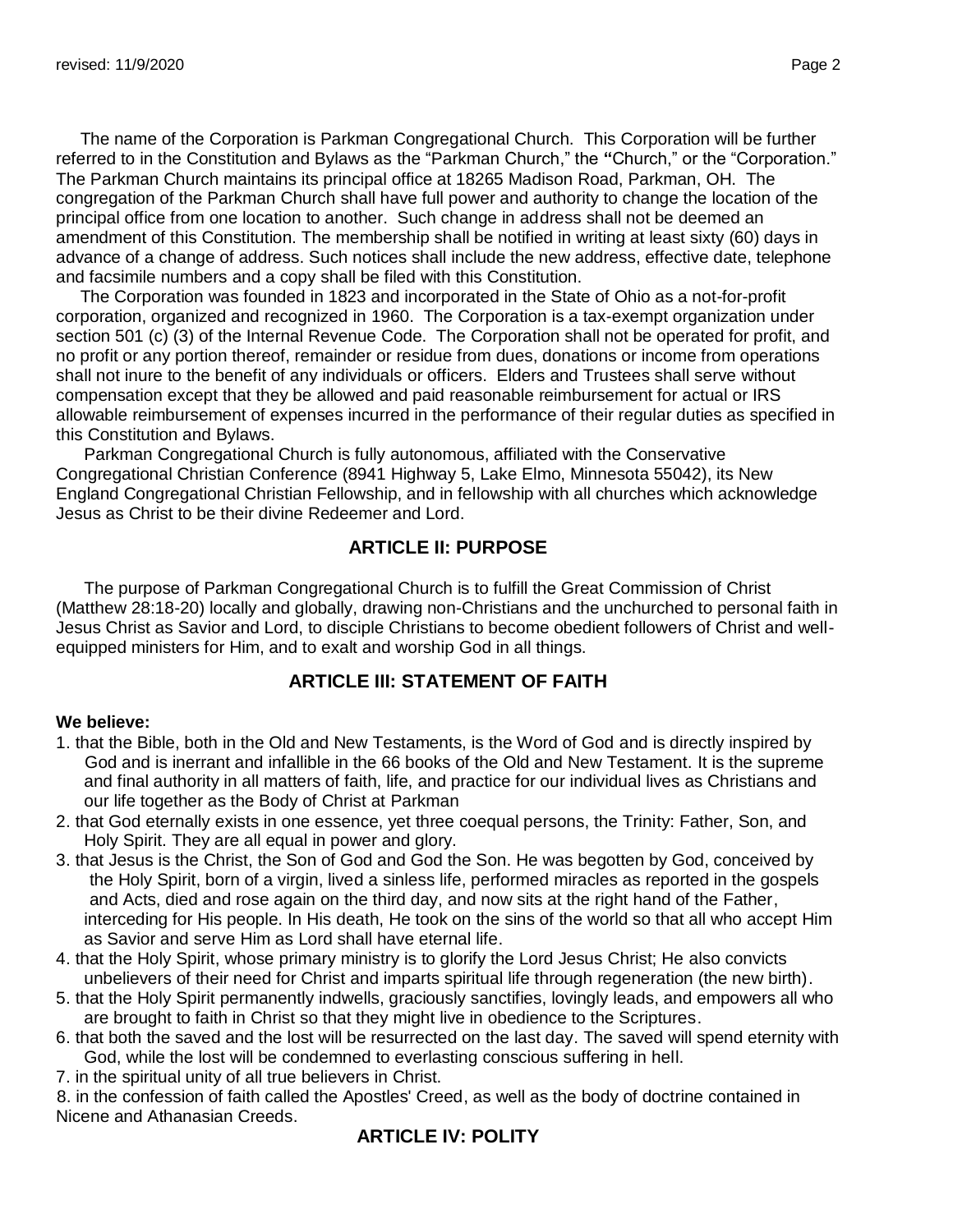The name of the Corporation is Parkman Congregational Church. This Corporation will be further referred to in the Constitution and Bylaws as the "Parkman Church," the "Church," or the "Corporation." The Parkman Church maintains its principal office at 18265 Madison Road, Parkman, OH. The congregation of the Parkman Church shall have full power and authority to change the location of the principal office from one location to another. Such change in address shall not be deemed an amendment of this Constitution. The membership shall be notified in writing at least sixty (60) days in advance of a change of address. Such notices shall include the new address, effective date, telephone and facsimile numbers and a copy shall be filed with this Constitution.

The Corporation was founded in 1823 and incorporated in the State of Ohio as a not-for-profit corporation, organized and recognized in 1960. The Corporation is a tax-exempt organization under section 501 (c) (3) of the Internal Revenue Code. The Corporation shall not be operated for profit, and no profit or any portion thereof, remainder or residue from dues, donations or income from operations shall not inure to the benefit of any individuals or officers. Elders and Trustees shall serve without compensation except that they be allowed and paid reasonable reimbursement for actual or IRS allowable reimbursement of expenses incurred in the performance of their regular duties as specified in this Constitution and Bylaws.

Parkman Congregational Church is fully autonomous, affiliated with the Conservative Congregational Christian Conference (8941 Highway 5, Lake Elmo, Minnesota 55042), its New England Congregational Christian Fellowship, and in fellowship with all churches which acknowledge Jesus as Christ to be their divine Redeemer and Lord.

## ARTICLE II: PURPOSE

The purpose of Parkman Congregational Church is to fulfill the Great Commission of Christ (Matthew 28:18-20) locally and globally, drawing non-Christians and the unchurched to personal faith in Jesus Christ as Savior and Lord, to disciple Christians to become obedient followers of Christ and well-equipped ministers for Him, and to exalt and worship God in all things.

## ARTICLE III: STATEMENT OF FAITH

**We believe:**

1. that the Bible, both in the Old and New Testaments, is the Word of God and is directly inspired by God and is inerrant and infallible in the 66 books of the Old and New Testament. It is the supreme and final authority in all matters of faith, life, and practice for our individual lives as Christians and our life together as the Body of Christ at Parkman
2. that God eternally exists in one essence, yet three coequal persons, the Trinity: Father, Son, and Holy Spirit. They are all equal in power and glory.
3. that Jesus is the Christ, the Son of God and God the Son. He was begotten by God, conceived by the Holy Spirit, born of a virgin, lived a sinless life, performed miracles as reported in the gospels and Acts, died and rose again on the third day, and now sits at the right hand of the Father, interceding for His people. In His death, He took on the sins of the world so that all who accept Him as Savior and serve Him as Lord shall have eternal life.
4. that the Holy Spirit, whose primary ministry is to glorify the Lord Jesus Christ; He also convicts unbelievers of their need for Christ and imparts spiritual life through regeneration (the new birth).
5. that the Holy Spirit permanently indwells, graciously sanctifies, lovingly leads, and empowers all who are brought to faith in Christ so that they might live in obedience to the Scriptures.
6. that both the saved and the lost will be resurrected on the last day. The saved will spend eternity with God, while the lost will be condemned to everlasting conscious suffering in hell.
7. in the spiritual unity of all true believers in Christ.
8. in the confession of faith called the Apostles' Creed, as well as the body of doctrine contained in Nicene and Athanasian Creeds.

## ARTICLE IV: POLITY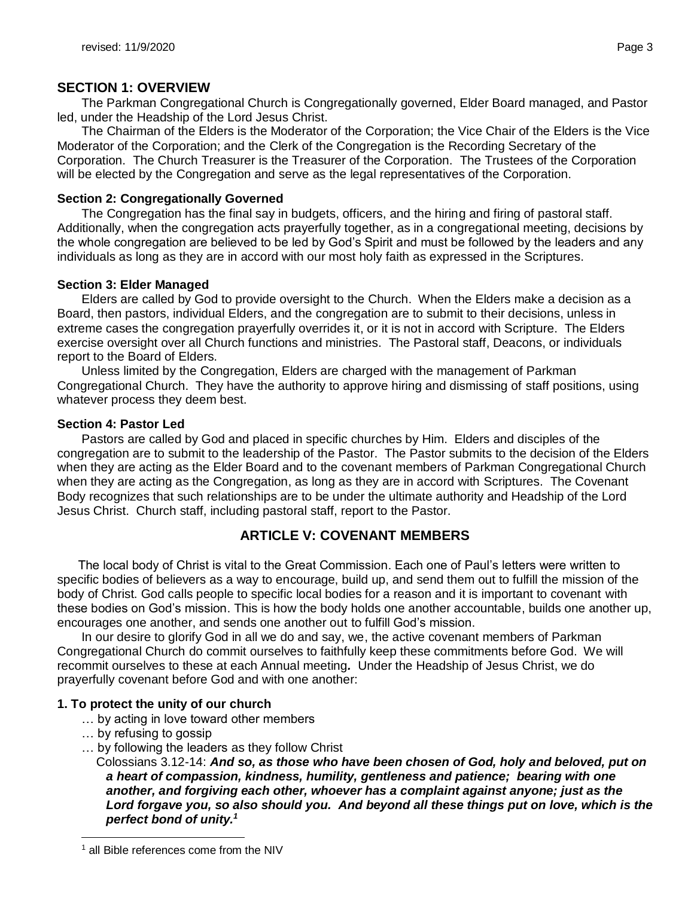## SECTION 1: OVERVIEW

The Parkman Congregational Church is Congregationally governed, Elder Board managed, and Pastor led, under the Headship of the Lord Jesus Christ.

The Chairman of the Elders is the Moderator of the Corporation; the Vice Chair of the Elders is the Vice Moderator of the Corporation; and the Clerk of the Congregation is the Recording Secretary of the Corporation. The Church Treasurer is the Treasurer of the Corporation. The Trustees of the Corporation will be elected by the Congregation and serve as the legal representatives of the Corporation.

### Section 2: Congregationally Governed

The Congregation has the final say in budgets, officers, and the hiring and firing of pastoral staff. Additionally, when the congregation acts prayerfully together, as in a congregational meeting, decisions by the whole congregation are believed to be led by God's Spirit and must be followed by the leaders and any individuals as long as they are in accord with our most holy faith as expressed in the Scriptures.

### Section 3: Elder Managed

Elders are called by God to provide oversight to the Church. When the Elders make a decision as a Board, then pastors, individual Elders, and the congregation are to submit to their decisions, unless in extreme cases the congregation prayerfully overrides it, or it is not in accord with Scripture. The Elders exercise oversight over all Church functions and ministries. The Pastoral staff, Deacons, or individuals report to the Board of Elders.

Unless limited by the Congregation, Elders are charged with the management of Parkman Congregational Church. They have the authority to approve hiring and dismissing of staff positions, using whatever process they deem best.

### Section 4: Pastor Led

Pastors are called by God and placed in specific churches by Him. Elders and disciples of the congregation are to submit to the leadership of the Pastor. The Pastor submits to the decision of the Elders when they are acting as the Elder Board and to the covenant members of Parkman Congregational Church when they are acting as the Congregation, as long as they are in accord with Scriptures. The Covenant Body recognizes that such relationships are to be under the ultimate authority and Headship of the Lord Jesus Christ. Church staff, including pastoral staff, report to the Pastor.

## ARTICLE V: COVENANT MEMBERS

The local body of Christ is vital to the Great Commission. Each one of Paul's letters were written to specific bodies of believers as a way to encourage, build up, and send them out to fulfill the mission of the body of Christ. God calls people to specific local bodies for a reason and it is important to covenant with these bodies on God's mission. This is how the body holds one another accountable, builds one another up, encourages one another, and sends one another out to fulfill God's mission.

In our desire to glorify God in all we do and say, we, the active covenant members of Parkman Congregational Church do commit ourselves to faithfully keep these commitments before God. We will recommit ourselves to these at each Annual meeting***.*** Under the Headship of Jesus Christ, we do prayerfully covenant before God and with one another:

**1. To protect the unity of our church**

… by acting in love toward other members
… by refusing to gossip
… by following the leaders as they follow Christ

Colossians 3.12-14: ***And so, as those who have been chosen of God, holy and beloved, put on a heart of compassion, kindness, humility, gentleness and patience; bearing with one another, and forgiving each other, whoever has a complaint against anyone; just as the Lord forgave you, so also should you. And beyond all these things put on love, which is the perfect bond of unity.***[1]

[1] all Bible references come from the NIV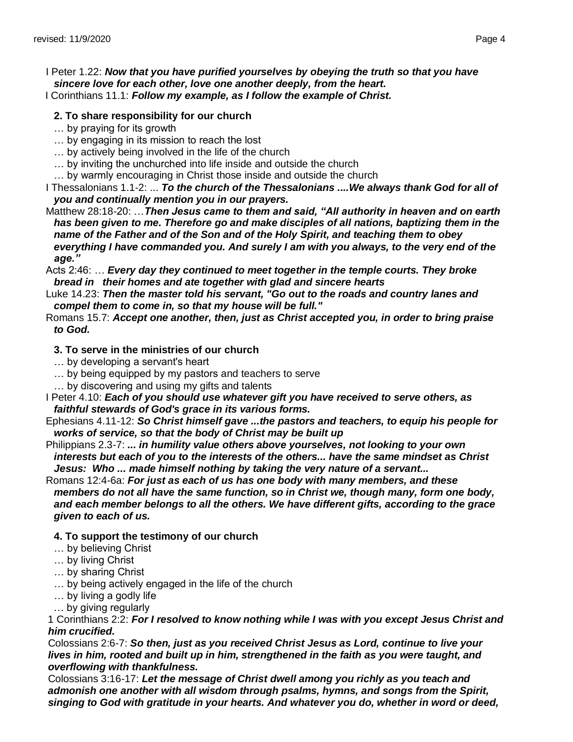I Peter 1.22: ***Now that you have purified yourselves by obeying the truth so that you have sincere love for each other, love one another deeply, from the heart.***
I Corinthians 11.1: ***Follow my example, as I follow the example of Christ.***

**2. To share responsibility for our church**

… by praying for its growth
… by engaging in its mission to reach the lost
… by actively being involved in the life of the church
… by inviting the unchurched into life inside and outside the church
… by warmly encouraging in Christ those inside and outside the church

I Thessalonians 1.1-2: ... ***To the church of the Thessalonians ....We always thank God for all of you and continually mention you in our prayers.***

Matthew 28:18-20: …***Then Jesus came to them and said, "All authority in heaven and on earth has been given to me. Therefore go and make disciples of all nations, baptizing them in the name of the Father and of the Son and of the Holy Spirit, and teaching them to obey everything I have commanded you. And surely I am with you always, to the very end of the age."***

Acts 2:46: … ***Every day they continued to meet together in the temple courts. They broke bread in their homes and ate together with glad and sincere hearts***

Luke 14.23: ***Then the master told his servant, "Go out to the roads and country lanes and compel them to come in, so that my house will be full."***

Romans 15.7: ***Accept one another, then, just as Christ accepted you, in order to bring praise to God.***

**3. To serve in the ministries of our church**

… by developing a servant's heart
… by being equipped by my pastors and teachers to serve
… by discovering and using my gifts and talents

I Peter 4.10: ***Each of you should use whatever gift you have received to serve others, as faithful stewards of God's grace in its various forms.***

Ephesians 4.11-12: ***So Christ himself gave ...the pastors and teachers, to equip his people for works of service, so that the body of Christ may be built up***

Philippians 2.3-7: ***... in humility value others above yourselves, not looking to your own interests but each of you to the interests of the others... have the same mindset as Christ Jesus: Who ... made himself nothing by taking the very nature of a servant...***

Romans 12:4-6a: ***For just as each of us has one body with many members, and these members do not all have the same function, so in Christ we, though many, form one body, and each member belongs to all the others. We have different gifts, according to the grace given to each of us.***

**4. To support the testimony of our church**

… by believing Christ
… by living Christ
… by sharing Christ
… by being actively engaged in the life of the church
… by living a godly life
… by giving regularly

1 Corinthians 2:2: ***For I resolved to know nothing while I was with you except Jesus Christ and him crucified.***

Colossians 2:6-7: ***So then, just as you received Christ Jesus as Lord, continue to live your lives in him, rooted and built up in him, strengthened in the faith as you were taught, and overflowing with thankfulness.***

Colossians 3:16-17: ***Let the message of Christ dwell among you richly as you teach and admonish one another with all wisdom through psalms, hymns, and songs from the Spirit, singing to God with gratitude in your hearts. And whatever you do, whether in word or deed,***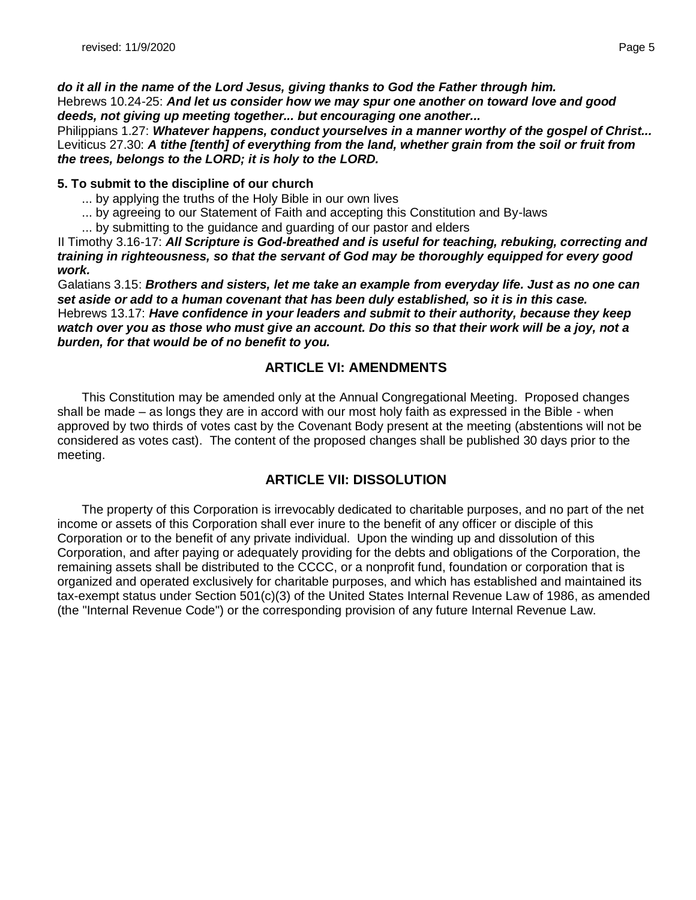***do it all in the name of the Lord Jesus, giving thanks to God the Father through him.***
Hebrews 10.24-25: ***And let us consider how we may spur one another on toward love and good deeds, not giving up meeting together... but encouraging one another...***
Philippians 1.27: ***Whatever happens, conduct yourselves in a manner worthy of the gospel of Christ...***
Leviticus 27.30: ***A tithe [tenth] of everything from the land, whether grain from the soil or fruit from the trees, belongs to the LORD; it is holy to the LORD.***

**5. To submit to the discipline of our church**

... by applying the truths of the Holy Bible in our own lives
... by agreeing to our Statement of Faith and accepting this Constitution and By-laws
... by submitting to the guidance and guarding of our pastor and elders

II Timothy 3.16-17: ***All Scripture is God-breathed and is useful for teaching, rebuking, correcting and training in righteousness, so that the servant of God may be thoroughly equipped for every good work.***
Galatians 3.15: ***Brothers and sisters, let me take an example from everyday life. Just as no one can set aside or add to a human covenant that has been duly established, so it is in this case.***
Hebrews 13.17: ***Have confidence in your leaders and submit to their authority, because they keep watch over you as those who must give an account. Do this so that their work will be a joy, not a burden, for that would be of no benefit to you.***

## ARTICLE VI: AMENDMENTS

This Constitution may be amended only at the Annual Congregational Meeting. Proposed changes shall be made – as longs they are in accord with our most holy faith as expressed in the Bible - when approved by two thirds of votes cast by the Covenant Body present at the meeting (abstentions will not be considered as votes cast). The content of the proposed changes shall be published 30 days prior to the meeting.

## ARTICLE VII: DISSOLUTION

The property of this Corporation is irrevocably dedicated to charitable purposes, and no part of the net income or assets of this Corporation shall ever inure to the benefit of any officer or disciple of this Corporation or to the benefit of any private individual. Upon the winding up and dissolution of this Corporation, and after paying or adequately providing for the debts and obligations of the Corporation, the remaining assets shall be distributed to the CCCC, or a nonprofit fund, foundation or corporation that is organized and operated exclusively for charitable purposes, and which has established and maintained its tax-exempt status under Section 501(c)(3) of the United States Internal Revenue Law of 1986, as amended (the "Internal Revenue Code") or the corresponding provision of any future Internal Revenue Law.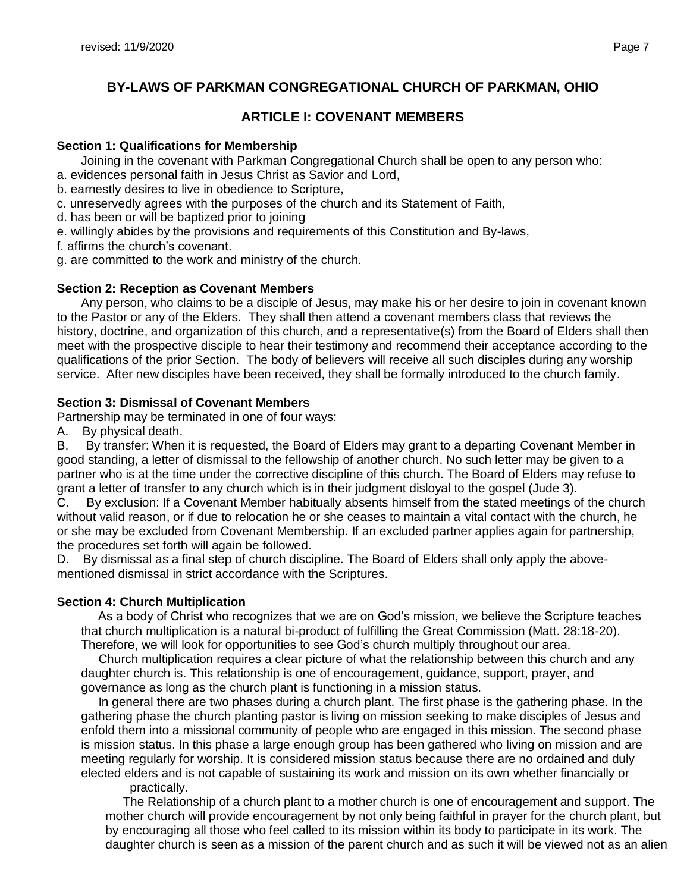## BY-LAWS OF PARKMAN CONGREGATIONAL CHURCH OF PARKMAN, OHIO

### ARTICLE I: COVENANT MEMBERS

**Section 1: Qualifications for Membership**

Joining in the covenant with Parkman Congregational Church shall be open to any person who:

a. evidences personal faith in Jesus Christ as Savior and Lord,
b. earnestly desires to live in obedience to Scripture,
c. unreservedly agrees with the purposes of the church and its Statement of Faith,
d. has been or will be baptized prior to joining
e. willingly abides by the provisions and requirements of this Constitution and By-laws,
f. affirms the church's covenant.
g. are committed to the work and ministry of the church.

**Section 2: Reception as Covenant Members**

Any person, who claims to be a disciple of Jesus, may make his or her desire to join in covenant known to the Pastor or any of the Elders. They shall then attend a covenant members class that reviews the history, doctrine, and organization of this church, and a representative(s) from the Board of Elders shall then meet with the prospective disciple to hear their testimony and recommend their acceptance according to the qualifications of the prior Section. The body of believers will receive all such disciples during any worship service. After new disciples have been received, they shall be formally introduced to the church family.

**Section 3: Dismissal of Covenant Members**

Partnership may be terminated in one of four ways:

A. By physical death.
B. By transfer: When it is requested, the Board of Elders may grant to a departing Covenant Member in good standing, a letter of dismissal to the fellowship of another church. No such letter may be given to a partner who is at the time under the corrective discipline of this church. The Board of Elders may refuse to grant a letter of transfer to any church which is in their judgment disloyal to the gospel (Jude 3).
C. By exclusion: If a Covenant Member habitually absents himself from the stated meetings of the church without valid reason, or if due to relocation he or she ceases to maintain a vital contact with the church, he or she may be excluded from Covenant Membership. If an excluded partner applies again for partnership, the procedures set forth will again be followed.
D. By dismissal as a final step of church discipline. The Board of Elders shall only apply the above-mentioned dismissal in strict accordance with the Scriptures.

**Section 4: Church Multiplication**

As a body of Christ who recognizes that we are on God's mission, we believe the Scripture teaches that church multiplication is a natural bi-product of fulfilling the Great Commission (Matt. 28:18-20). Therefore, we will look for opportunities to see God's church multiply throughout our area.

Church multiplication requires a clear picture of what the relationship between this church and any daughter church is. This relationship is one of encouragement, guidance, support, prayer, and governance as long as the church plant is functioning in a mission status.

In general there are two phases during a church plant. The first phase is the gathering phase. In the gathering phase the church planting pastor is living on mission seeking to make disciples of Jesus and enfold them into a missional community of people who are engaged in this mission. The second phase is mission status. In this phase a large enough group has been gathered who living on mission and are meeting regularly for worship. It is considered mission status because there are no ordained and duly elected elders and is not capable of sustaining its work and mission on its own whether financially or practically.

The Relationship of a church plant to a mother church is one of encouragement and support. The mother church will provide encouragement by not only being faithful in prayer for the church plant, but by encouraging all those who feel called to its mission within its body to participate in its work. The daughter church is seen as a mission of the parent church and as such it will be viewed not as an alien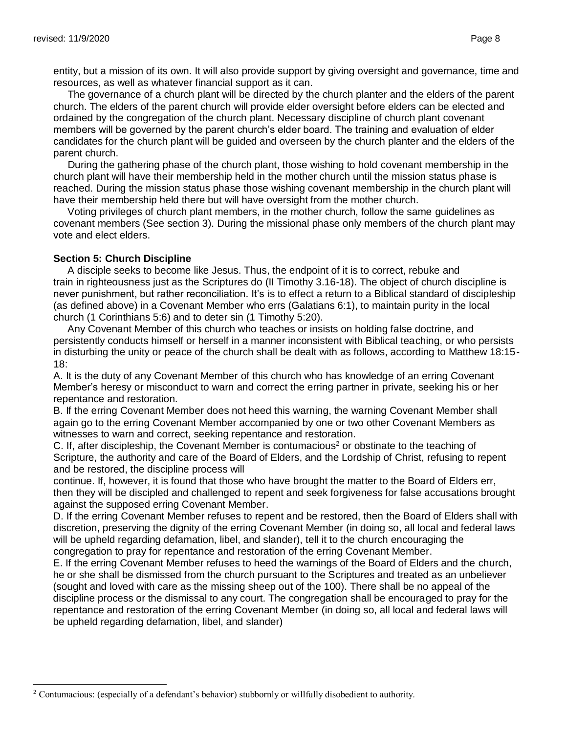entity, but a mission of its own. It will also provide support by giving oversight and governance, time and resources, as well as whatever financial support as it can.

The governance of a church plant will be directed by the church planter and the elders of the parent church. The elders of the parent church will provide elder oversight before elders can be elected and ordained by the congregation of the church plant. Necessary discipline of church plant covenant members will be governed by the parent church's elder board. The training and evaluation of elder candidates for the church plant will be guided and overseen by the church planter and the elders of the parent church.

During the gathering phase of the church plant, those wishing to hold covenant membership in the church plant will have their membership held in the mother church until the mission status phase is reached. During the mission status phase those wishing covenant membership in the church plant will have their membership held there but will have oversight from the mother church.

Voting privileges of church plant members, in the mother church, follow the same guidelines as covenant members (See section 3). During the missional phase only members of the church plant may vote and elect elders.

**Section 5: Church Discipline**

A disciple seeks to become like Jesus. Thus, the endpoint of it is to correct, rebuke and train in righteousness just as the Scriptures do (II Timothy 3.16-18). The object of church discipline is never punishment, but rather reconciliation. It's is to effect a return to a Biblical standard of discipleship (as defined above) in a Covenant Member who errs (Galatians 6:1), to maintain purity in the local church (1 Corinthians 5:6) and to deter sin (1 Timothy 5:20).

Any Covenant Member of this church who teaches or insists on holding false doctrine, and persistently conducts himself or herself in a manner inconsistent with Biblical teaching, or who persists in disturbing the unity or peace of the church shall be dealt with as follows, according to Matthew 18:15-18:

A. It is the duty of any Covenant Member of this church who has knowledge of an erring Covenant Member's heresy or misconduct to warn and correct the erring partner in private, seeking his or her repentance and restoration.

B. If the erring Covenant Member does not heed this warning, the warning Covenant Member shall again go to the erring Covenant Member accompanied by one or two other Covenant Members as witnesses to warn and correct, seeking repentance and restoration.

C. If, after discipleship, the Covenant Member is contumacious[2] or obstinate to the teaching of Scripture, the authority and care of the Board of Elders, and the Lordship of Christ, refusing to repent and be restored, the discipline process will continue. If, however, it is found that those who have brought the matter to the Board of Elders err, then they will be discipled and challenged to repent and seek forgiveness for false accusations brought against the supposed erring Covenant Member.

D. If the erring Covenant Member refuses to repent and be restored, then the Board of Elders shall with discretion, preserving the dignity of the erring Covenant Member (in doing so, all local and federal laws will be upheld regarding defamation, libel, and slander), tell it to the church encouraging the congregation to pray for repentance and restoration of the erring Covenant Member.

E. If the erring Covenant Member refuses to heed the warnings of the Board of Elders and the church, he or she shall be dismissed from the church pursuant to the Scriptures and treated as an unbeliever (sought and loved with care as the missing sheep out of the 100). There shall be no appeal of the discipline process or the dismissal to any court. The congregation shall be encouraged to pray for the repentance and restoration of the erring Covenant Member (in doing so, all local and federal laws will be upheld regarding defamation, libel, and slander)

---

[2] Contumacious: (especially of a defendant's behavior) stubbornly or willfully disobedient to authority.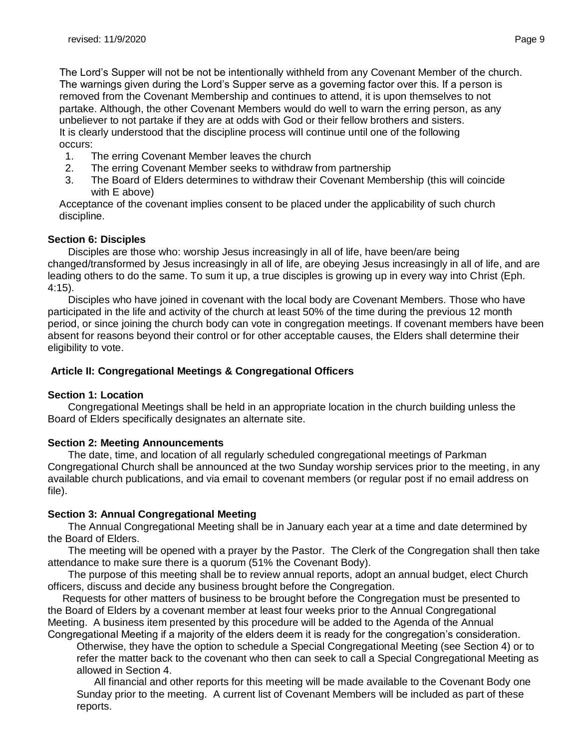The Lord's Supper will not be not be intentionally withheld from any Covenant Member of the church. The warnings given during the Lord's Supper serve as a governing factor over this. If a person is removed from the Covenant Membership and continues to attend, it is upon themselves to not partake. Although, the other Covenant Members would do well to warn the erring person, as any unbeliever to not partake if they are at odds with God or their fellow brothers and sisters.
It is clearly understood that the discipline process will continue until one of the following occurs:

1. The erring Covenant Member leaves the church
2. The erring Covenant Member seeks to withdraw from partnership
3. The Board of Elders determines to withdraw their Covenant Membership (this will coincide with E above)

Acceptance of the covenant implies consent to be placed under the applicability of such church discipline.

**Section 6: Disciples**

Disciples are those who: worship Jesus increasingly in all of life, have been/are being changed/transformed by Jesus increasingly in all of life, are obeying Jesus increasingly in all of life, and are leading others to do the same. To sum it up, a true disciples is growing up in every way into Christ (Eph. 4:15).

Disciples who have joined in covenant with the local body are Covenant Members. Those who have participated in the life and activity of the church at least 50% of the time during the previous 12 month period, or since joining the church body can vote in congregation meetings. If covenant members have been absent for reasons beyond their control or for other acceptable causes, the Elders shall determine their eligibility to vote.

## Article II: Congregational Meetings & Congregational Officers

**Section 1: Location**

Congregational Meetings shall be held in an appropriate location in the church building unless the Board of Elders specifically designates an alternate site.

**Section 2: Meeting Announcements**

The date, time, and location of all regularly scheduled congregational meetings of Parkman Congregational Church shall be announced at the two Sunday worship services prior to the meeting, in any available church publications, and via email to covenant members (or regular post if no email address on file).

**Section 3: Annual Congregational Meeting**

The Annual Congregational Meeting shall be in January each year at a time and date determined by the Board of Elders.

The meeting will be opened with a prayer by the Pastor. The Clerk of the Congregation shall then take attendance to make sure there is a quorum (51% the Covenant Body).

The purpose of this meeting shall be to review annual reports, adopt an annual budget, elect Church officers, discuss and decide any business brought before the Congregation.

Requests for other matters of business to be brought before the Congregation must be presented to the Board of Elders by a covenant member at least four weeks prior to the Annual Congregational Meeting. A business item presented by this procedure will be added to the Agenda of the Annual Congregational Meeting if a majority of the elders deem it is ready for the congregation's consideration. Otherwise, they have the option to schedule a Special Congregational Meeting (see Section 4) or to refer the matter back to the covenant who then can seek to call a Special Congregational Meeting as allowed in Section 4.

All financial and other reports for this meeting will be made available to the Covenant Body one Sunday prior to the meeting. A current list of Covenant Members will be included as part of these reports.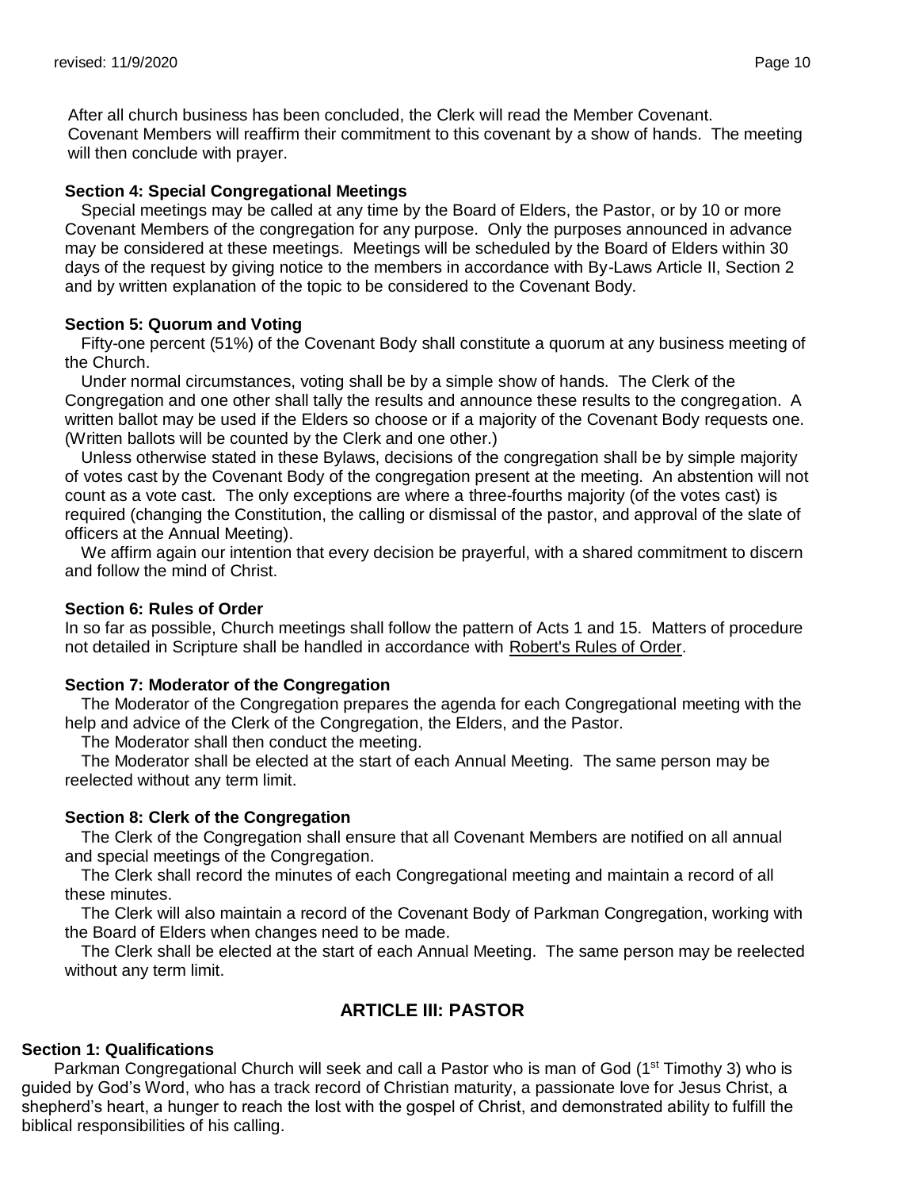After all church business has been concluded, the Clerk will read the Member Covenant. Covenant Members will reaffirm their commitment to this covenant by a show of hands. The meeting will then conclude with prayer.

**Section 4: Special Congregational Meetings**

Special meetings may be called at any time by the Board of Elders, the Pastor, or by 10 or more Covenant Members of the congregation for any purpose. Only the purposes announced in advance may be considered at these meetings. Meetings will be scheduled by the Board of Elders within 30 days of the request by giving notice to the members in accordance with By-Laws Article II, Section 2 and by written explanation of the topic to be considered to the Covenant Body.

**Section 5: Quorum and Voting**

Fifty-one percent (51%) of the Covenant Body shall constitute a quorum at any business meeting of the Church.

Under normal circumstances, voting shall be by a simple show of hands. The Clerk of the Congregation and one other shall tally the results and announce these results to the congregation. A written ballot may be used if the Elders so choose or if a majority of the Covenant Body requests one. (Written ballots will be counted by the Clerk and one other.)

Unless otherwise stated in these Bylaws, decisions of the congregation shall be by simple majority of votes cast by the Covenant Body of the congregation present at the meeting. An abstention will not count as a vote cast. The only exceptions are where a three-fourths majority (of the votes cast) is required (changing the Constitution, the calling or dismissal of the pastor, and approval of the slate of officers at the Annual Meeting).

We affirm again our intention that every decision be prayerful, with a shared commitment to discern and follow the mind of Christ.

**Section 6: Rules of Order**

In so far as possible, Church meetings shall follow the pattern of Acts 1 and 15. Matters of procedure not detailed in Scripture shall be handled in accordance with Robert's Rules of Order.

**Section 7: Moderator of the Congregation**

The Moderator of the Congregation prepares the agenda for each Congregational meeting with the help and advice of the Clerk of the Congregation, the Elders, and the Pastor.

The Moderator shall then conduct the meeting.

The Moderator shall be elected at the start of each Annual Meeting. The same person may be reelected without any term limit.

**Section 8: Clerk of the Congregation**

The Clerk of the Congregation shall ensure that all Covenant Members are notified on all annual and special meetings of the Congregation.

The Clerk shall record the minutes of each Congregational meeting and maintain a record of all these minutes.

The Clerk will also maintain a record of the Covenant Body of Parkman Congregation, working with the Board of Elders when changes need to be made.

The Clerk shall be elected at the start of each Annual Meeting. The same person may be reelected without any term limit.

## ARTICLE III: PASTOR

**Section 1: Qualifications**

Parkman Congregational Church will seek and call a Pastor who is man of God (1st Timothy 3) who is guided by God's Word, who has a track record of Christian maturity, a passionate love for Jesus Christ, a shepherd's heart, a hunger to reach the lost with the gospel of Christ, and demonstrated ability to fulfill the biblical responsibilities of his calling.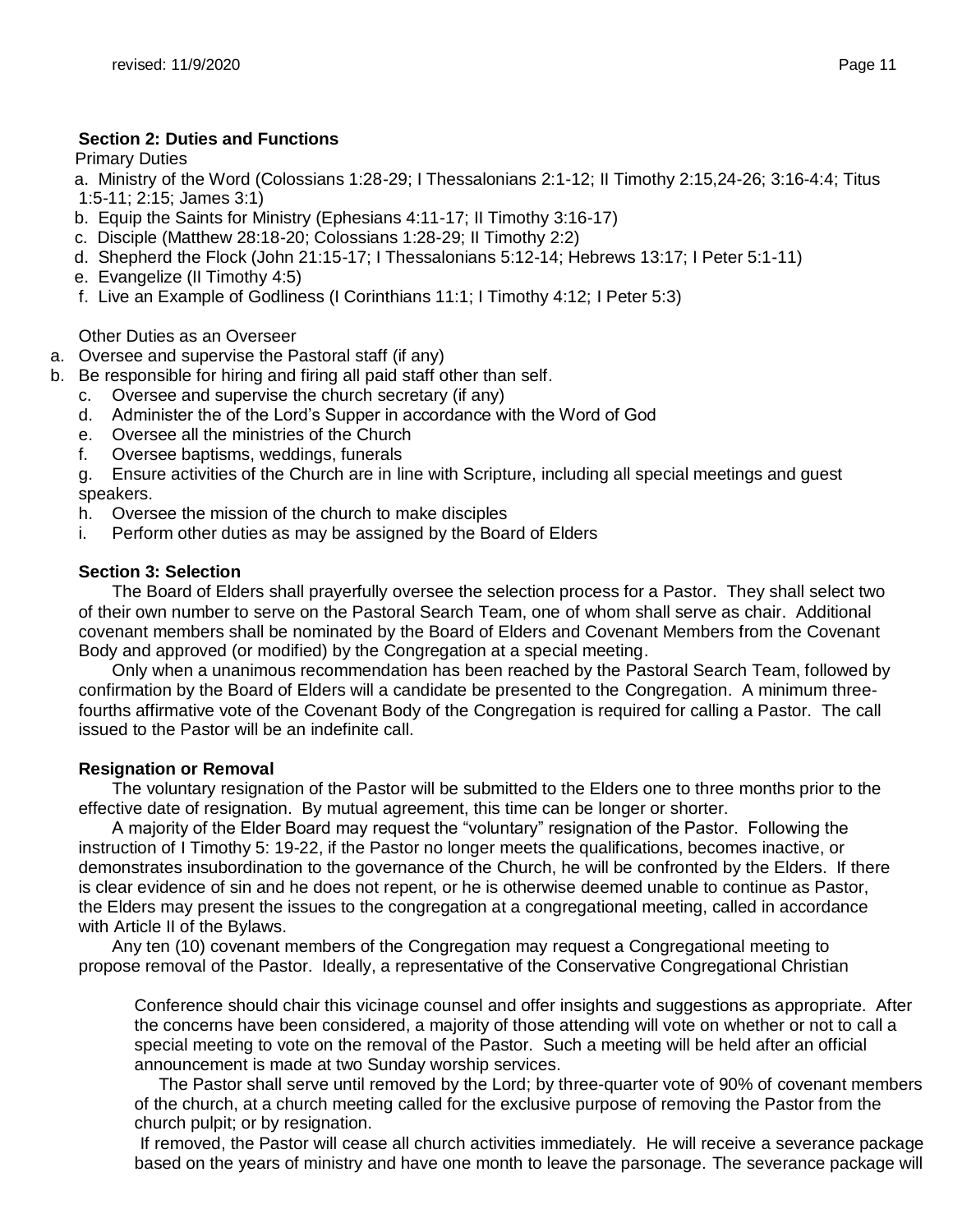### Section 2: Duties and Functions

Primary Duties

a. Ministry of the Word (Colossians 1:28-29; I Thessalonians 2:1-12; II Timothy 2:15,24-26; 3:16-4:4; Titus 1:5-11; 2:15; James 3:1)
b. Equip the Saints for Ministry (Ephesians 4:11-17; II Timothy 3:16-17)
c. Disciple (Matthew 28:18-20; Colossians 1:28-29; II Timothy 2:2)
d. Shepherd the Flock (John 21:15-17; I Thessalonians 5:12-14; Hebrews 13:17; I Peter 5:1-11)
e. Evangelize (II Timothy 4:5)
f. Live an Example of Godliness (I Corinthians 11:1; I Timothy 4:12; I Peter 5:3)

Other Duties as an Overseer

a. Oversee and supervise the Pastoral staff (if any)
b. Be responsible for hiring and firing all paid staff other than self.
c. Oversee and supervise the church secretary (if any)
d. Administer the of the Lord's Supper in accordance with the Word of God
e. Oversee all the ministries of the Church
f. Oversee baptisms, weddings, funerals
g. Ensure activities of the Church are in line with Scripture, including all special meetings and guest speakers.
h. Oversee the mission of the church to make disciples
i. Perform other duties as may be assigned by the Board of Elders

### Section 3: Selection

The Board of Elders shall prayerfully oversee the selection process for a Pastor. They shall select two of their own number to serve on the Pastoral Search Team, one of whom shall serve as chair. Additional covenant members shall be nominated by the Board of Elders and Covenant Members from the Covenant Body and approved (or modified) by the Congregation at a special meeting.

Only when a unanimous recommendation has been reached by the Pastoral Search Team, followed by confirmation by the Board of Elders will a candidate be presented to the Congregation. A minimum three-fourths affirmative vote of the Covenant Body of the Congregation is required for calling a Pastor. The call issued to the Pastor will be an indefinite call.

### Resignation or Removal

The voluntary resignation of the Pastor will be submitted to the Elders one to three months prior to the effective date of resignation. By mutual agreement, this time can be longer or shorter.

A majority of the Elder Board may request the "voluntary" resignation of the Pastor. Following the instruction of I Timothy 5: 19-22, if the Pastor no longer meets the qualifications, becomes inactive, or demonstrates insubordination to the governance of the Church, he will be confronted by the Elders. If there is clear evidence of sin and he does not repent, or he is otherwise deemed unable to continue as Pastor, the Elders may present the issues to the congregation at a congregational meeting, called in accordance with Article II of the Bylaws.

Any ten (10) covenant members of the Congregation may request a Congregational meeting to propose removal of the Pastor. Ideally, a representative of the Conservative Congregational Christian Conference should chair this vicinage counsel and offer insights and suggestions as appropriate. After the concerns have been considered, a majority of those attending will vote on whether or not to call a special meeting to vote on the removal of the Pastor. Such a meeting will be held after an official announcement is made at two Sunday worship services.

The Pastor shall serve until removed by the Lord; by three-quarter vote of 90% of covenant members of the church, at a church meeting called for the exclusive purpose of removing the Pastor from the church pulpit; or by resignation.

If removed, the Pastor will cease all church activities immediately. He will receive a severance package based on the years of ministry and have one month to leave the parsonage. The severance package will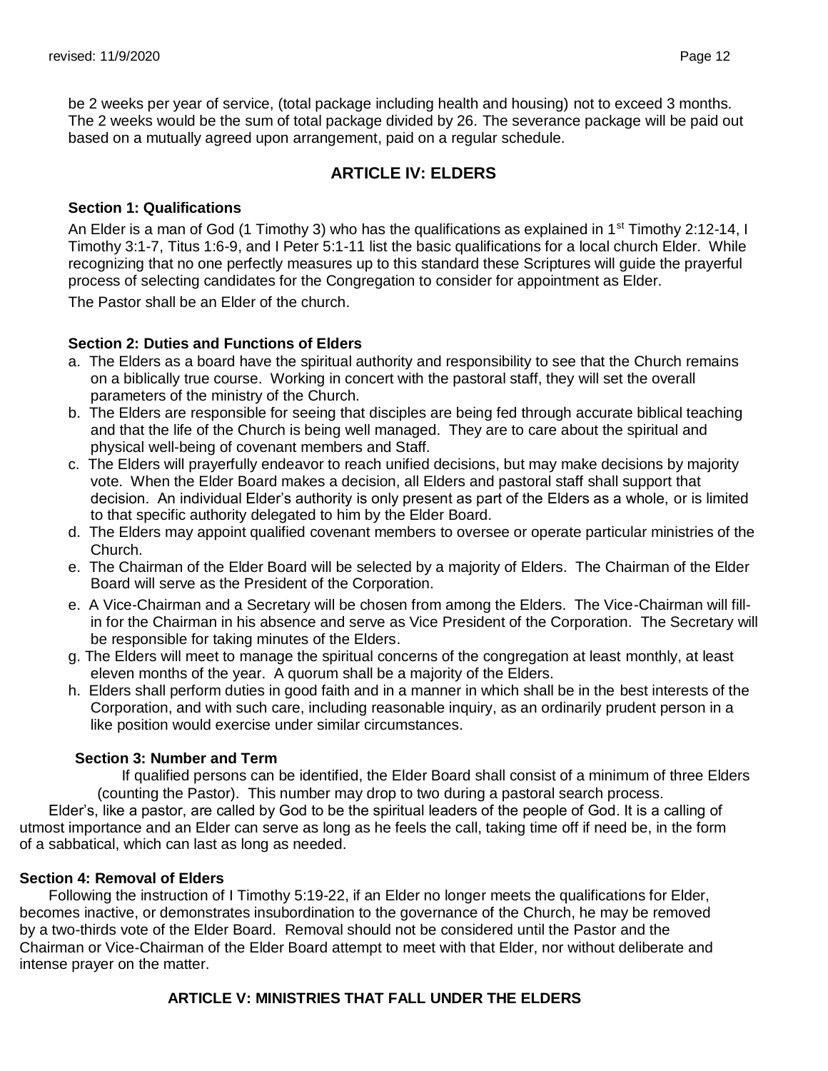be 2 weeks per year of service, (total package including health and housing) not to exceed 3 months. The 2 weeks would be the sum of total package divided by 26. The severance package will be paid out based on a mutually agreed upon arrangement, paid on a regular schedule.

## ARTICLE IV: ELDERS

### Section 1: Qualifications

An Elder is a man of God (1 Timothy 3) who has the qualifications as explained in 1st Timothy 2:12-14, I Timothy 3:1-7, Titus 1:6-9, and I Peter 5:1-11 list the basic qualifications for a local church Elder. While recognizing that no one perfectly measures up to this standard these Scriptures will guide the prayerful process of selecting candidates for the Congregation to consider for appointment as Elder.

The Pastor shall be an Elder of the church.

### Section 2: Duties and Functions of Elders

a. The Elders as a board have the spiritual authority and responsibility to see that the Church remains on a biblically true course. Working in concert with the pastoral staff, they will set the overall parameters of the ministry of the Church.

b. The Elders are responsible for seeing that disciples are being fed through accurate biblical teaching and that the life of the Church is being well managed. They are to care about the spiritual and physical well-being of covenant members and Staff.

c. The Elders will prayerfully endeavor to reach unified decisions, but may make decisions by majority vote. When the Elder Board makes a decision, all Elders and pastoral staff shall support that decision. An individual Elder's authority is only present as part of the Elders as a whole, or is limited to that specific authority delegated to him by the Elder Board.

d. The Elders may appoint qualified covenant members to oversee or operate particular ministries of the Church.

e. The Chairman of the Elder Board will be selected by a majority of Elders. The Chairman of the Elder Board will serve as the President of the Corporation.

e. A Vice-Chairman and a Secretary will be chosen from among the Elders. The Vice-Chairman will fill-in for the Chairman in his absence and serve as Vice President of the Corporation. The Secretary will be responsible for taking minutes of the Elders.

g. The Elders will meet to manage the spiritual concerns of the congregation at least monthly, at least eleven months of the year. A quorum shall be a majority of the Elders.

h. Elders shall perform duties in good faith and in a manner in which shall be in the best interests of the Corporation, and with such care, including reasonable inquiry, as an ordinarily prudent person in a like position would exercise under similar circumstances.

### Section 3: Number and Term

If qualified persons can be identified, the Elder Board shall consist of a minimum of three Elders (counting the Pastor). This number may drop to two during a pastoral search process.

Elder's, like a pastor, are called by God to be the spiritual leaders of the people of God. It is a calling of utmost importance and an Elder can serve as long as he feels the call, taking time off if need be, in the form of a sabbatical, which can last as long as needed.

### Section 4: Removal of Elders

Following the instruction of I Timothy 5:19-22, if an Elder no longer meets the qualifications for Elder, becomes inactive, or demonstrates insubordination to the governance of the Church, he may be removed by a two-thirds vote of the Elder Board. Removal should not be considered until the Pastor and the Chairman or Vice-Chairman of the Elder Board attempt to meet with that Elder, nor without deliberate and intense prayer on the matter.

## ARTICLE V: MINISTRIES THAT FALL UNDER THE ELDERS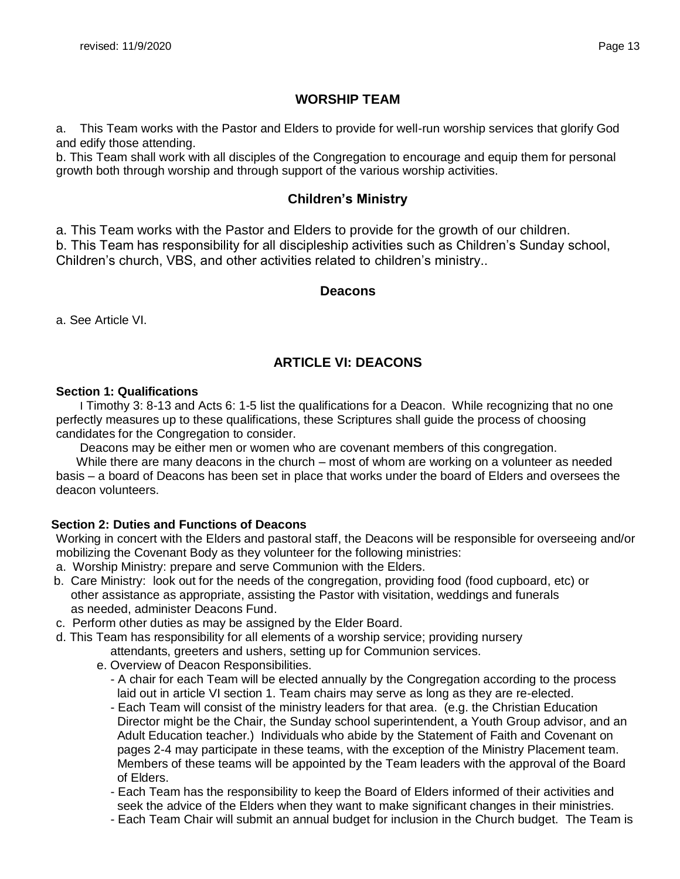## WORSHIP TEAM

a. This Team works with the Pastor and Elders to provide for well-run worship services that glorify God and edify those attending.
b. This Team shall work with all disciples of the Congregation to encourage and equip them for personal growth both through worship and through support of the various worship activities.

## Children's Ministry

a. This Team works with the Pastor and Elders to provide for the growth of our children.
b. This Team has responsibility for all discipleship activities such as Children's Sunday school, Children's church, VBS, and other activities related to children's ministry..

## Deacons

a. See Article VI.

# ARTICLE VI: DEACONS

**Section 1: Qualifications**

I Timothy 3: 8-13 and Acts 6: 1-5 list the qualifications for a Deacon. While recognizing that no one perfectly measures up to these qualifications, these Scriptures shall guide the process of choosing candidates for the Congregation to consider.

Deacons may be either men or women who are covenant members of this congregation.

While there are many deacons in the church – most of whom are working on a volunteer as needed basis – a board of Deacons has been set in place that works under the board of Elders and oversees the deacon volunteers.

**Section 2: Duties and Functions of Deacons**

Working in concert with the Elders and pastoral staff, the Deacons will be responsible for overseeing and/or mobilizing the Covenant Body as they volunteer for the following ministries:

a. Worship Ministry: prepare and serve Communion with the Elders.
b. Care Ministry: look out for the needs of the congregation, providing food (food cupboard, etc) or other assistance as appropriate, assisting the Pastor with visitation, weddings and funerals as needed, administer Deacons Fund.
c. Perform other duties as may be assigned by the Elder Board.
d. This Team has responsibility for all elements of a worship service; providing nursery attendants, greeters and ushers, setting up for Communion services.
e. Overview of Deacon Responsibilities.
   - A chair for each Team will be elected annually by the Congregation according to the process laid out in article VI section 1. Team chairs may serve as long as they are re-elected.
   - Each Team will consist of the ministry leaders for that area. (e.g. the Christian Education Director might be the Chair, the Sunday school superintendent, a Youth Group advisor, and an Adult Education teacher.) Individuals who abide by the Statement of Faith and Covenant on pages 2-4 may participate in these teams, with the exception of the Ministry Placement team. Members of these teams will be appointed by the Team leaders with the approval of the Board of Elders.
   - Each Team has the responsibility to keep the Board of Elders informed of their activities and seek the advice of the Elders when they want to make significant changes in their ministries.
   - Each Team Chair will submit an annual budget for inclusion in the Church budget. The Team is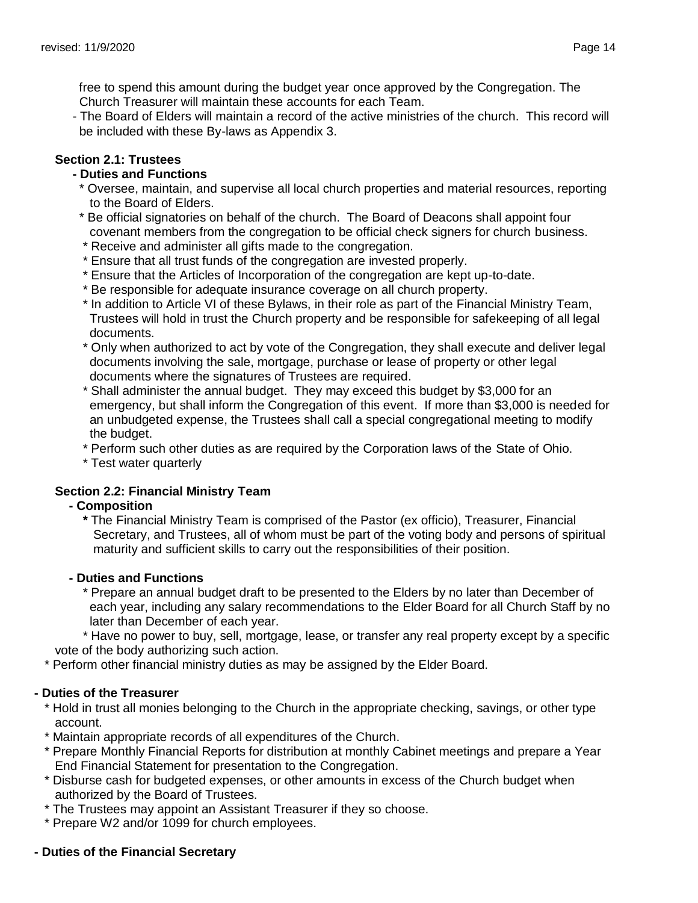free to spend this amount during the budget year once approved by the Congregation. The Church Treasurer will maintain these accounts for each Team.

- The Board of Elders will maintain a record of the active ministries of the church. This record will be included with these By-laws as Appendix 3.

**Section 2.1: Trustees**

**- Duties and Functions**

* Oversee, maintain, and supervise all local church properties and material resources, reporting to the Board of Elders.
* Be official signatories on behalf of the church. The Board of Deacons shall appoint four covenant members from the congregation to be official check signers for church business.
* Receive and administer all gifts made to the congregation.
* Ensure that all trust funds of the congregation are invested properly.
* Ensure that the Articles of Incorporation of the congregation are kept up-to-date.
* Be responsible for adequate insurance coverage on all church property.
* In addition to Article VI of these Bylaws, in their role as part of the Financial Ministry Team, Trustees will hold in trust the Church property and be responsible for safekeeping of all legal documents.
* Only when authorized to act by vote of the Congregation, they shall execute and deliver legal documents involving the sale, mortgage, purchase or lease of property or other legal documents where the signatures of Trustees are required.
* Shall administer the annual budget. They may exceed this budget by $3,000 for an emergency, but shall inform the Congregation of this event. If more than $3,000 is needed for an unbudgeted expense, the Trustees shall call a special congregational meeting to modify the budget.
* Perform such other duties as are required by the Corporation laws of the State of Ohio.
* Test water quarterly

**Section 2.2: Financial Ministry Team**

**- Composition**

* The Financial Ministry Team is comprised of the Pastor (ex officio), Treasurer, Financial Secretary, and Trustees, all of whom must be part of the voting body and persons of spiritual maturity and sufficient skills to carry out the responsibilities of their position.

**- Duties and Functions**

* Prepare an annual budget draft to be presented to the Elders by no later than December of each year, including any salary recommendations to the Elder Board for all Church Staff by no later than December of each year.
* Have no power to buy, sell, mortgage, lease, or transfer any real property except by a specific vote of the body authorizing such action.
* Perform other financial ministry duties as may be assigned by the Elder Board.

**- Duties of the Treasurer**

* Hold in trust all monies belonging to the Church in the appropriate checking, savings, or other type account.
* Maintain appropriate records of all expenditures of the Church.
* Prepare Monthly Financial Reports for distribution at monthly Cabinet meetings and prepare a Year End Financial Statement for presentation to the Congregation.
* Disburse cash for budgeted expenses, or other amounts in excess of the Church budget when authorized by the Board of Trustees.
* The Trustees may appoint an Assistant Treasurer if they so choose.
* Prepare W2 and/or 1099 for church employees.

**- Duties of the Financial Secretary**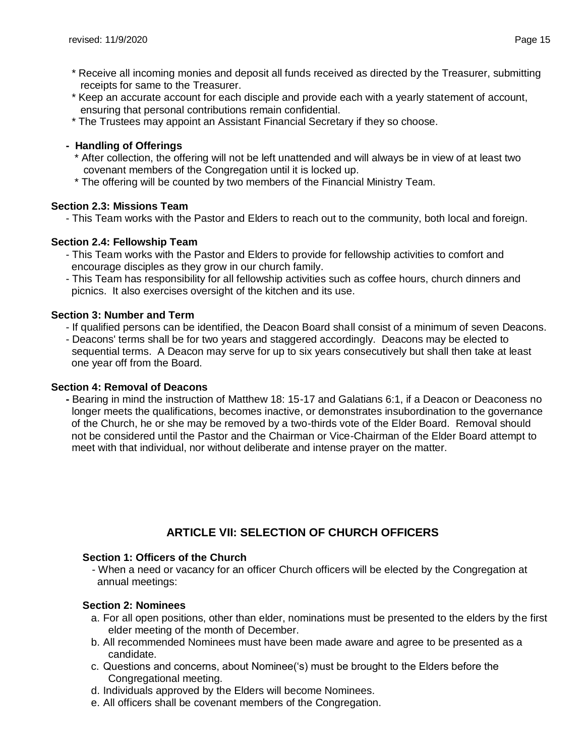* Receive all incoming monies and deposit all funds received as directed by the Treasurer, submitting receipts for same to the Treasurer.
* Keep an accurate account for each disciple and provide each with a yearly statement of account, ensuring that personal contributions remain confidential.
* The Trustees may appoint an Assistant Financial Secretary if they so choose.

- **Handling of Offerings**
  * After collection, the offering will not be left unattended and will always be in view of at least two covenant members of the Congregation until it is locked up.
  * The offering will be counted by two members of the Financial Ministry Team.

**Section 2.3: Missions Team**

- This Team works with the Pastor and Elders to reach out to the community, both local and foreign.

**Section 2.4: Fellowship Team**

- This Team works with the Pastor and Elders to provide for fellowship activities to comfort and encourage disciples as they grow in our church family.
- This Team has responsibility for all fellowship activities such as coffee hours, church dinners and picnics. It also exercises oversight of the kitchen and its use.

**Section 3: Number and Term**

- If qualified persons can be identified, the Deacon Board shall consist of a minimum of seven Deacons.
- Deacons' terms shall be for two years and staggered accordingly. Deacons may be elected to sequential terms. A Deacon may serve for up to six years consecutively but shall then take at least one year off from the Board.

**Section 4: Removal of Deacons**

- Bearing in mind the instruction of Matthew 18: 15-17 and Galatians 6:1, if a Deacon or Deaconess no longer meets the qualifications, becomes inactive, or demonstrates insubordination to the governance of the Church, he or she may be removed by a two-thirds vote of the Elder Board. Removal should not be considered until the Pastor and the Chairman or Vice-Chairman of the Elder Board attempt to meet with that individual, nor without deliberate and intense prayer on the matter.

## ARTICLE VII: SELECTION OF CHURCH OFFICERS

**Section 1: Officers of the Church**

- When a need or vacancy for an officer Church officers will be elected by the Congregation at annual meetings:

**Section 2: Nominees**

a. For all open positions, other than elder, nominations must be presented to the elders by the first elder meeting of the month of December.
b. All recommended Nominees must have been made aware and agree to be presented as a candidate.
c. Questions and concerns, about Nominee('s) must be brought to the Elders before the Congregational meeting.
d. Individuals approved by the Elders will become Nominees.
e. All officers shall be covenant members of the Congregation.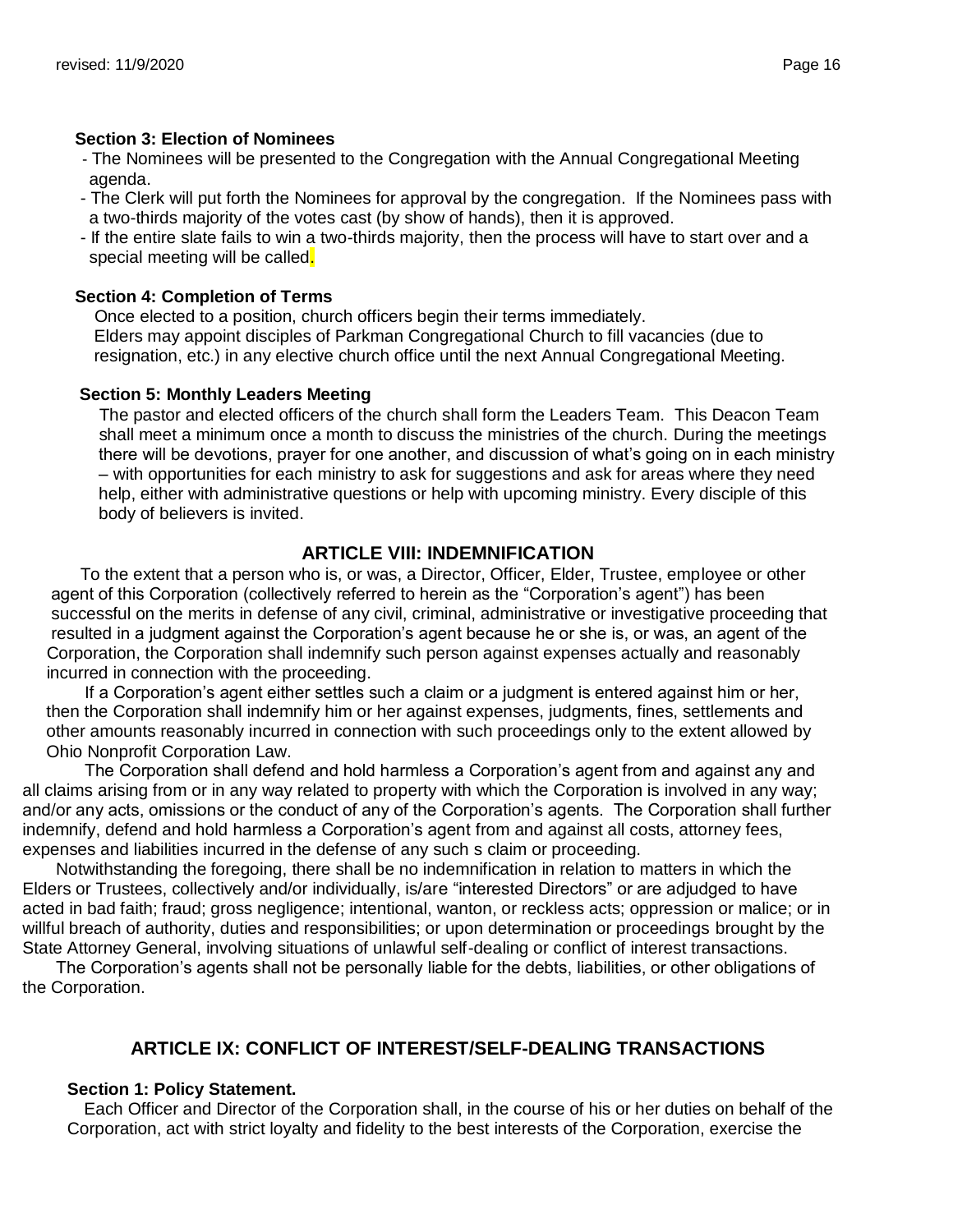**Section 3: Election of Nominees**

- The Nominees will be presented to the Congregation with the Annual Congregational Meeting agenda.
- The Clerk will put forth the Nominees for approval by the congregation. If the Nominees pass with a two-thirds majority of the votes cast (by show of hands), then it is approved.
- If the entire slate fails to win a two-thirds majority, then the process will have to start over and a special meeting will be called.

**Section 4: Completion of Terms**

Once elected to a position, church officers begin their terms immediately.
Elders may appoint disciples of Parkman Congregational Church to fill vacancies (due to resignation, etc.) in any elective church office until the next Annual Congregational Meeting.

**Section 5: Monthly Leaders Meeting**

The pastor and elected officers of the church shall form the Leaders Team. This Deacon Team shall meet a minimum once a month to discuss the ministries of the church. During the meetings there will be devotions, prayer for one another, and discussion of what's going on in each ministry – with opportunities for each ministry to ask for suggestions and ask for areas where they need help, either with administrative questions or help with upcoming ministry. Every disciple of this body of believers is invited.

## ARTICLE VIII: INDEMNIFICATION

To the extent that a person who is, or was, a Director, Officer, Elder, Trustee, employee or other agent of this Corporation (collectively referred to herein as the "Corporation's agent") has been successful on the merits in defense of any civil, criminal, administrative or investigative proceeding that resulted in a judgment against the Corporation's agent because he or she is, or was, an agent of the Corporation, the Corporation shall indemnify such person against expenses actually and reasonably incurred in connection with the proceeding.

If a Corporation's agent either settles such a claim or a judgment is entered against him or her, then the Corporation shall indemnify him or her against expenses, judgments, fines, settlements and other amounts reasonably incurred in connection with such proceedings only to the extent allowed by Ohio Nonprofit Corporation Law.

The Corporation shall defend and hold harmless a Corporation's agent from and against any and all claims arising from or in any way related to property with which the Corporation is involved in any way; and/or any acts, omissions or the conduct of any of the Corporation's agents. The Corporation shall further indemnify, defend and hold harmless a Corporation's agent from and against all costs, attorney fees, expenses and liabilities incurred in the defense of any such s claim or proceeding.

Notwithstanding the foregoing, there shall be no indemnification in relation to matters in which the Elders or Trustees, collectively and/or individually, is/are "interested Directors" or are adjudged to have acted in bad faith; fraud; gross negligence; intentional, wanton, or reckless acts; oppression or malice; or in willful breach of authority, duties and responsibilities; or upon determination or proceedings brought by the State Attorney General, involving situations of unlawful self-dealing or conflict of interest transactions.

The Corporation's agents shall not be personally liable for the debts, liabilities, or other obligations of the Corporation.

## ARTICLE IX: CONFLICT OF INTEREST/SELF-DEALING TRANSACTIONS

**Section 1: Policy Statement.**

Each Officer and Director of the Corporation shall, in the course of his or her duties on behalf of the Corporation, act with strict loyalty and fidelity to the best interests of the Corporation, exercise the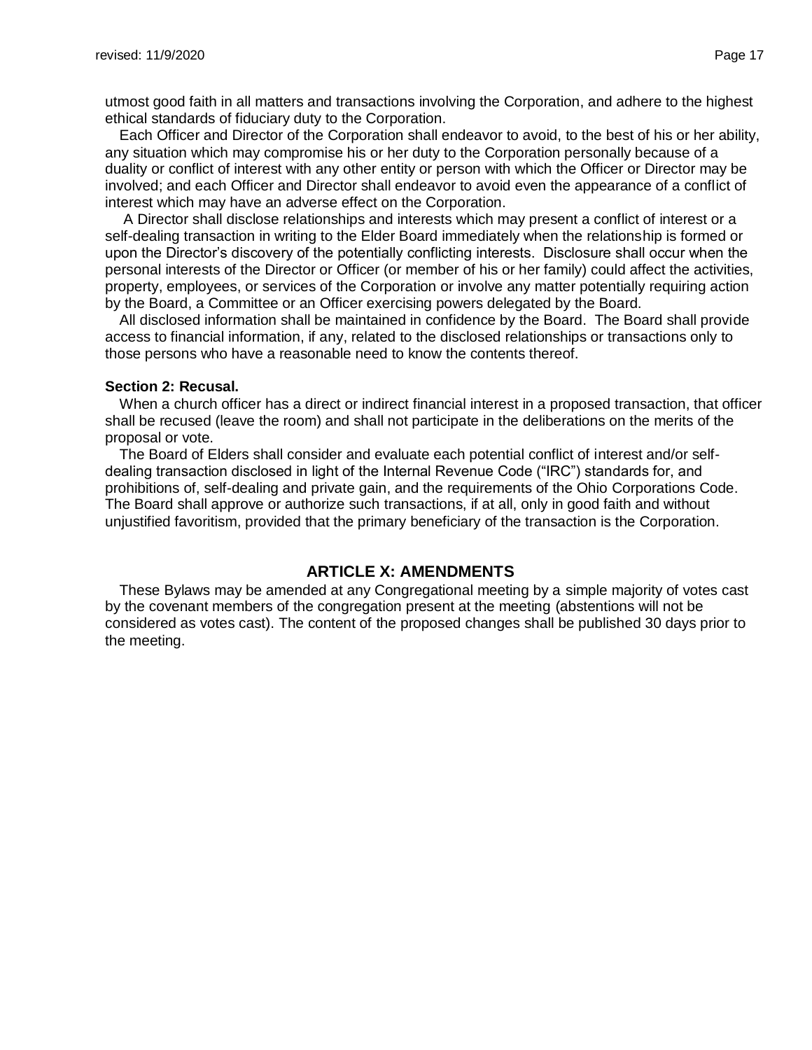utmost good faith in all matters and transactions involving the Corporation, and adhere to the highest ethical standards of fiduciary duty to the Corporation.

Each Officer and Director of the Corporation shall endeavor to avoid, to the best of his or her ability, any situation which may compromise his or her duty to the Corporation personally because of a duality or conflict of interest with any other entity or person with which the Officer or Director may be involved; and each Officer and Director shall endeavor to avoid even the appearance of a conflict of interest which may have an adverse effect on the Corporation.

A Director shall disclose relationships and interests which may present a conflict of interest or a self-dealing transaction in writing to the Elder Board immediately when the relationship is formed or upon the Director's discovery of the potentially conflicting interests. Disclosure shall occur when the personal interests of the Director or Officer (or member of his or her family) could affect the activities, property, employees, or services of the Corporation or involve any matter potentially requiring action by the Board, a Committee or an Officer exercising powers delegated by the Board.

All disclosed information shall be maintained in confidence by the Board. The Board shall provide access to financial information, if any, related to the disclosed relationships or transactions only to those persons who have a reasonable need to know the contents thereof.

**Section 2: Recusal.**

When a church officer has a direct or indirect financial interest in a proposed transaction, that officer shall be recused (leave the room) and shall not participate in the deliberations on the merits of the proposal or vote.

The Board of Elders shall consider and evaluate each potential conflict of interest and/or self-dealing transaction disclosed in light of the Internal Revenue Code ("IRC") standards for, and prohibitions of, self-dealing and private gain, and the requirements of the Ohio Corporations Code. The Board shall approve or authorize such transactions, if at all, only in good faith and without unjustified favoritism, provided that the primary beneficiary of the transaction is the Corporation.

## ARTICLE X: AMENDMENTS

These Bylaws may be amended at any Congregational meeting by a simple majority of votes cast by the covenant members of the congregation present at the meeting (abstentions will not be considered as votes cast). The content of the proposed changes shall be published 30 days prior to the meeting.